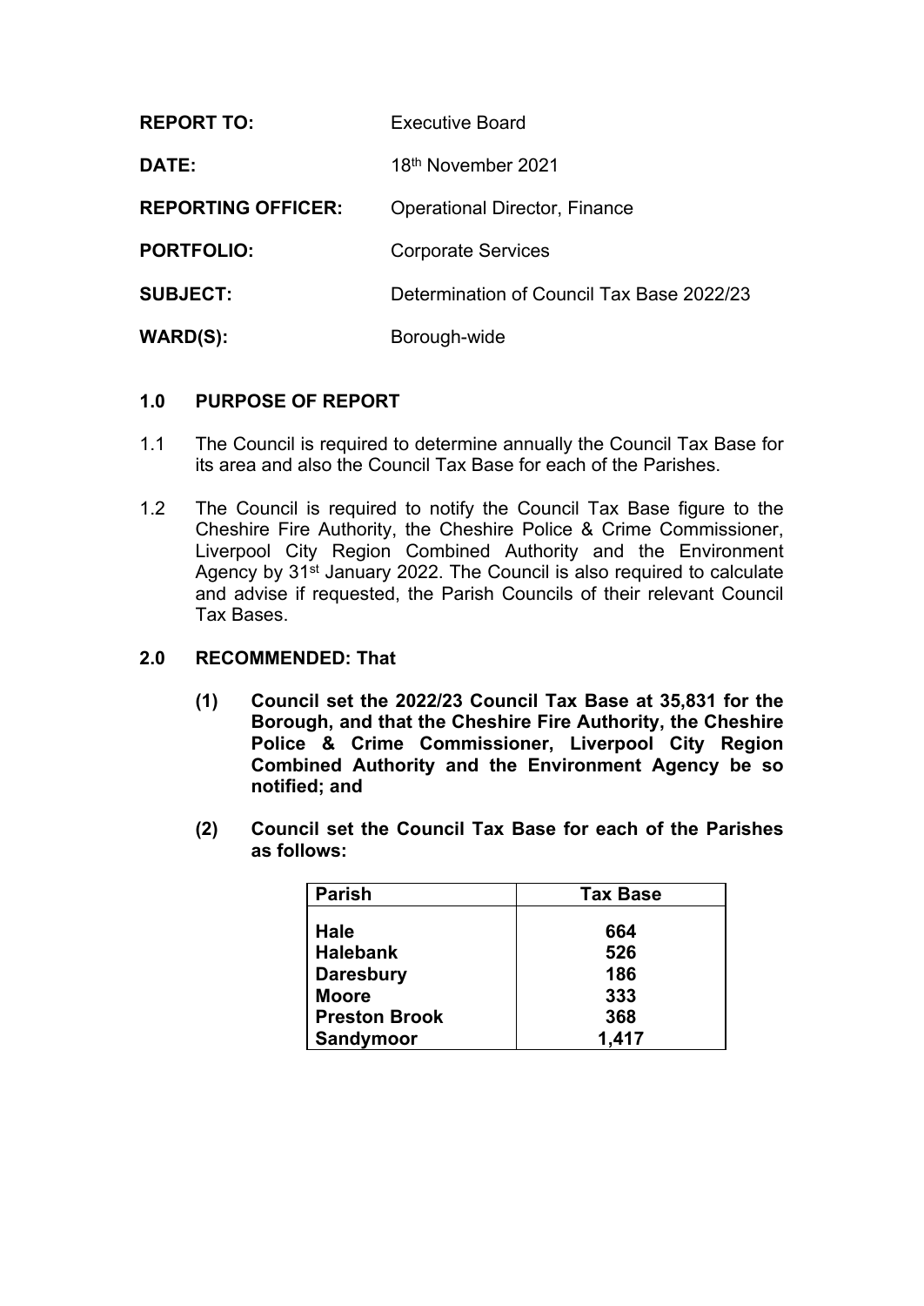| | |
|---|---|
| **REPORT TO:** | Executive Board |
| **DATE:** | 18th November 2021 |
| **REPORTING OFFICER:** | Operational Director, Finance |
| **PORTFOLIO:** | Corporate Services |
| **SUBJECT:** | Determination of Council Tax Base 2022/23 |
| **WARD(S):** | Borough-wide |

## 1.0 PURPOSE OF REPORT

1.1 The Council is required to determine annually the Council Tax Base for its area and also the Council Tax Base for each of the Parishes.

1.2 The Council is required to notify the Council Tax Base figure to the Cheshire Fire Authority, the Cheshire Police & Crime Commissioner, Liverpool City Region Combined Authority and the Environment Agency by 31st January 2022. The Council is also required to calculate and advise if requested, the Parish Councils of their relevant Council Tax Bases.

## 2.0 RECOMMENDED: That

**(1) Council set the 2022/23 Council Tax Base at 35,831 for the Borough, and that the Cheshire Fire Authority, the Cheshire Police & Crime Commissioner, Liverpool City Region Combined Authority and the Environment Agency be so notified; and**

**(2) Council set the Council Tax Base for each of the Parishes as follows:**

| Parish | Tax Base |
|---|---|
| **Hale** | **664** |
| **Halebank** | **526** |
| **Daresbury** | **186** |
| **Moore** | **333** |
| **Preston Brook** | **368** |
| **Sandymoor** | **1,417** |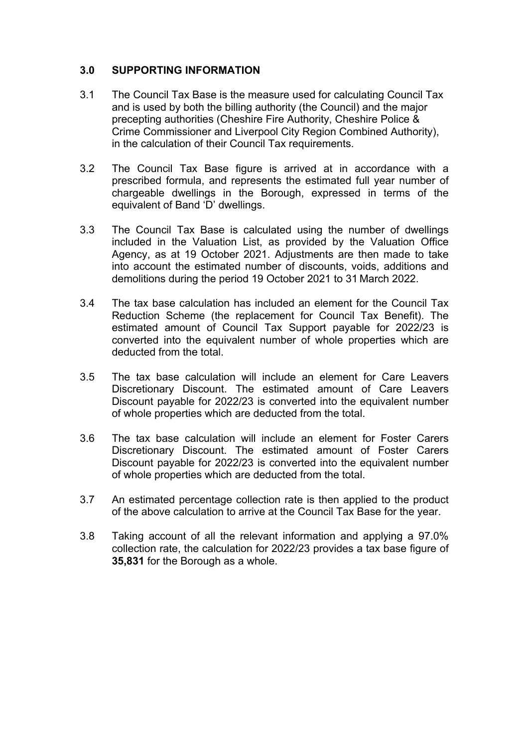## 3.0 SUPPORTING INFORMATION

3.1 The Council Tax Base is the measure used for calculating Council Tax and is used by both the billing authority (the Council) and the major precepting authorities (Cheshire Fire Authority, Cheshire Police & Crime Commissioner and Liverpool City Region Combined Authority), in the calculation of their Council Tax requirements.

3.2 The Council Tax Base figure is arrived at in accordance with a prescribed formula, and represents the estimated full year number of chargeable dwellings in the Borough, expressed in terms of the equivalent of Band 'D' dwellings.

3.3 The Council Tax Base is calculated using the number of dwellings included in the Valuation List, as provided by the Valuation Office Agency, as at 19 October 2021. Adjustments are then made to take into account the estimated number of discounts, voids, additions and demolitions during the period 19 October 2021 to 31 March 2022.

3.4 The tax base calculation has included an element for the Council Tax Reduction Scheme (the replacement for Council Tax Benefit). The estimated amount of Council Tax Support payable for 2022/23 is converted into the equivalent number of whole properties which are deducted from the total.

3.5 The tax base calculation will include an element for Care Leavers Discretionary Discount. The estimated amount of Care Leavers Discount payable for 2022/23 is converted into the equivalent number of whole properties which are deducted from the total.

3.6 The tax base calculation will include an element for Foster Carers Discretionary Discount. The estimated amount of Foster Carers Discount payable for 2022/23 is converted into the equivalent number of whole properties which are deducted from the total.

3.7 An estimated percentage collection rate is then applied to the product of the above calculation to arrive at the Council Tax Base for the year.

3.8 Taking account of all the relevant information and applying a 97.0% collection rate, the calculation for 2022/23 provides a tax base figure of **35,831** for the Borough as a whole.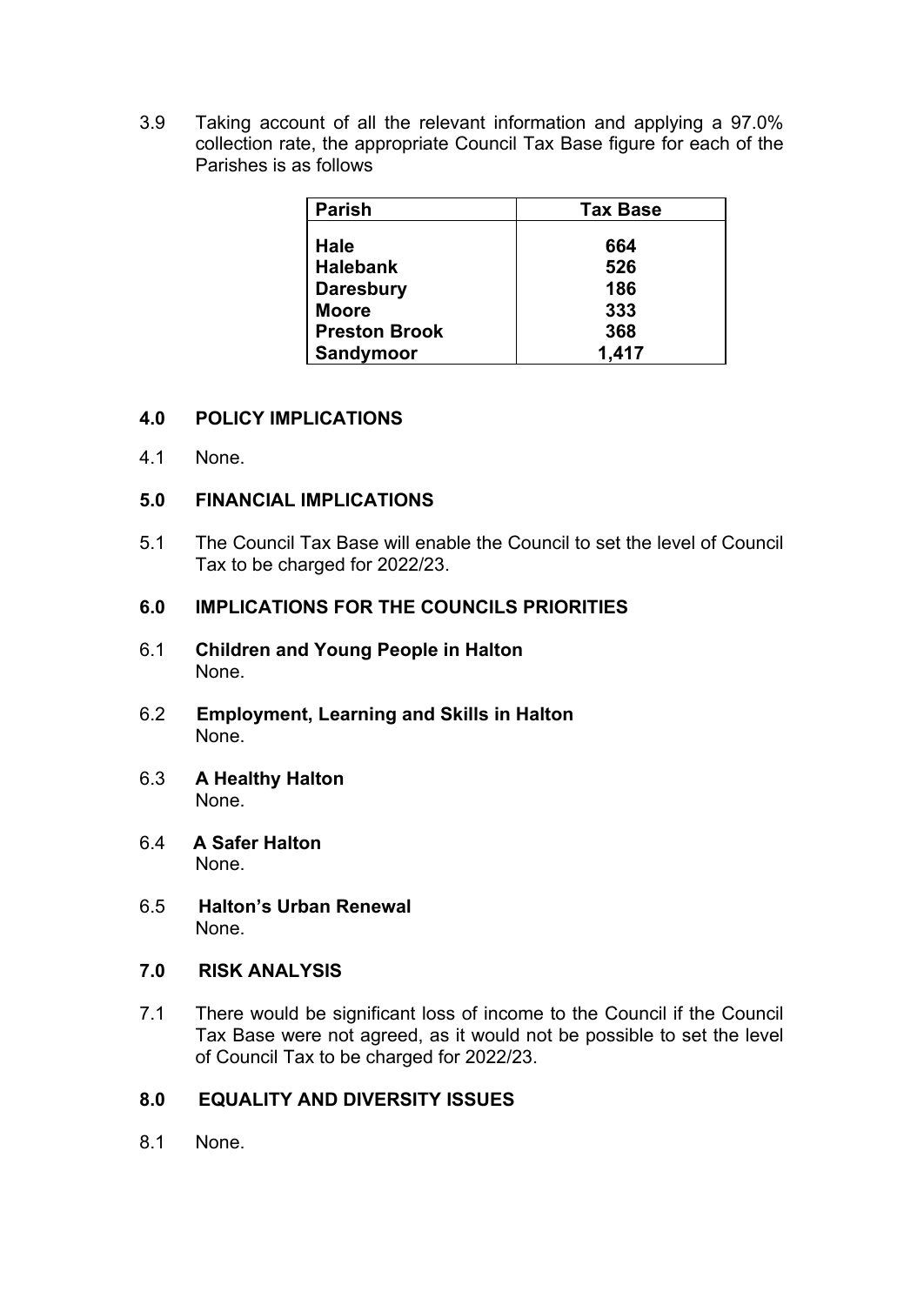3.9 Taking account of all the relevant information and applying a 97.0% collection rate, the appropriate Council Tax Base figure for each of the Parishes is as follows

| Parish | Tax Base |
|---|---|
| **Hale** | **664** |
| **Halebank** | **526** |
| **Daresbury** | **186** |
| **Moore** | **333** |
| **Preston Brook** | **368** |
| **Sandymoor** | **1,417** |

## 4.0 POLICY IMPLICATIONS

4.1 None.

## 5.0 FINANCIAL IMPLICATIONS

5.1 The Council Tax Base will enable the Council to set the level of Council Tax to be charged for 2022/23.

## 6.0 IMPLICATIONS FOR THE COUNCILS PRIORITIES

6.1 **Children and Young People in Halton**
None.

6.2 **Employment, Learning and Skills in Halton**
None.

6.3 **A Healthy Halton**
None.

6.4 **A Safer Halton**
None.

6.5 **Halton's Urban Renewal**
None.

## 7.0 RISK ANALYSIS

7.1 There would be significant loss of income to the Council if the Council Tax Base were not agreed, as it would not be possible to set the level of Council Tax to be charged for 2022/23.

## 8.0 EQUALITY AND DIVERSITY ISSUES

8.1 None.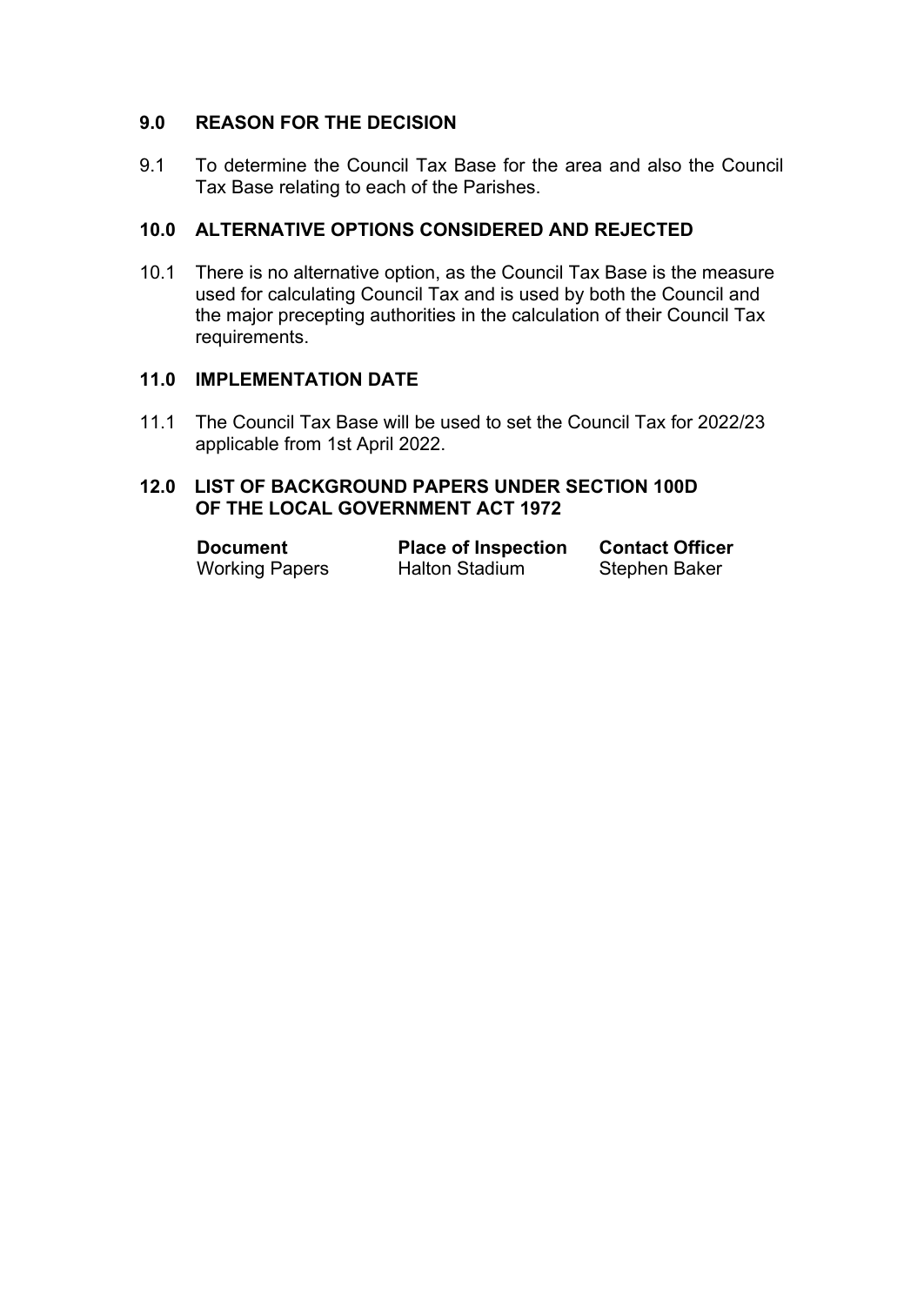## 9.0 REASON FOR THE DECISION

9.1 To determine the Council Tax Base for the area and also the Council Tax Base relating to each of the Parishes.

## 10.0 ALTERNATIVE OPTIONS CONSIDERED AND REJECTED

10.1 There is no alternative option, as the Council Tax Base is the measure used for calculating Council Tax and is used by both the Council and the major precepting authorities in the calculation of their Council Tax requirements.

## 11.0 IMPLEMENTATION DATE

11.1 The Council Tax Base will be used to set the Council Tax for 2022/23 applicable from 1st April 2022.

## 12.0 LIST OF BACKGROUND PAPERS UNDER SECTION 100D OF THE LOCAL GOVERNMENT ACT 1972

| Document | Place of Inspection | Contact Officer |
|---|---|---|
| Working Papers | Halton Stadium | Stephen Baker |